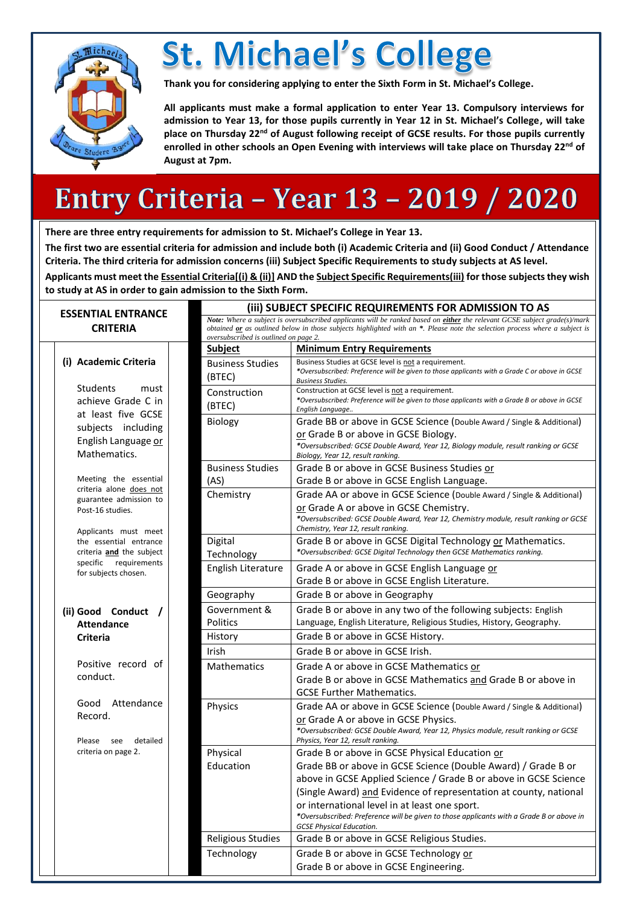# St. Michael's College

**Thank you for considering applying to enter the Sixth Form in St. Michael's College.**

**All applicants must make a formal application to enter Year 13. Compulsory interviews for admission to Year 13, for those pupils currently in Year 12 in St. Michael's College, will take place on Thursday 22nd of August following receipt of GCSE results. For those pupils currently enrolled in other schools an Open Evening with interviews will take place on Thursday 22nd of August at 7pm.**

# Entry Criteria – Year 13 – 2019 / 2020

**There are three entry requirements for admission to St. Michael's College in Year 13.**

**The first two are essential criteria for admission and include both (i) Academic Criteria and (ii) Good Conduct / Attendance Criteria. The third criteria for admission concerns (iii) Subject Specific Requirements to study subjects at AS level.**

**Applicants must meet the Essential Criteria[(i) & (ii)] AND the Subject Specific Requirements(iii) for those subjects they wish to study at AS in order to gain admission to the Sixth Form.**

## ESSENTIAL ENTRANCE CRITERIA

### (i) Academic Criteria

Students must achieve Grade C in at least five GCSE subjects including English Language or Mathematics.

Meeting the essential criteria alone does not guarantee admission to Post-16 studies.

Applicants must meet the essential entrance criteria **and** the subject specific requirements for subjects chosen.

### (ii) Good Conduct / Attendance Criteria

Positive record of conduct.

Good Attendance Record.

Please see detailed criteria on page 2.

## (iii) SUBJECT SPECIFIC REQUIREMENTS FOR ADMISSION TO AS

*Note: Where a subject is oversubscribed applicants will be ranked based on **either** the relevant GCSE subject grade(s)/mark obtained **or** as outlined below in those subjects highlighted with an \*. Please note the selection process where a subject is oversubscribed is outlined on page 2.*

| Subject | Minimum Entry Requirements |
|---|---|
| Business Studies (BTEC) | Business Studies at GCSE level is not a requirement. *\*Oversubscribed: Preference will be given to those applicants with a Grade C or above in GCSE Business Studies.* |
| Construction (BTEC) | Construction at GCSE level is not a requirement. *\*Oversubscribed: Preference will be given to those applicants with a Grade B or above in GCSE English Language..* |
| Biology | Grade BB or above in GCSE Science (Double Award / Single & Additional) or Grade B or above in GCSE Biology. *\*Oversubscribed: GCSE Double Award, Year 12, Biology module, result ranking or GCSE Biology, Year 12, result ranking.* |
| Business Studies (AS) | Grade B or above in GCSE Business Studies or Grade B or above in GCSE English Language. |
| Chemistry | Grade AA or above in GCSE Science (Double Award / Single & Additional) or Grade A or above in GCSE Chemistry. *\*Oversubscribed: GCSE Double Award, Year 12, Chemistry module, result ranking or GCSE Chemistry, Year 12, result ranking.* |
| Digital Technology | Grade B or above in GCSE Digital Technology or Mathematics. *\*Oversubscribed: GCSE Digital Technology then GCSE Mathematics ranking.* |
| English Literature | Grade A or above in GCSE English Language or Grade B or above in GCSE English Literature. |
| Geography | Grade B or above in Geography |
| Government & Politics | Grade B or above in any two of the following subjects: English Language, English Literature, Religious Studies, History, Geography. |
| History | Grade B or above in GCSE History. |
| Irish | Grade B or above in GCSE Irish. |
| Mathematics | Grade A or above in GCSE Mathematics or Grade B or above in GCSE Mathematics and Grade B or above in GCSE Further Mathematics. |
| Physics | Grade AA or above in GCSE Science (Double Award / Single & Additional) or Grade A or above in GCSE Physics. *\*Oversubscribed: GCSE Double Award, Year 12, Physics module, result ranking or GCSE Physics, Year 12, result ranking.* |
| Physical Education | Grade B or above in GCSE Physical Education or Grade BB or above in GCSE Science (Double Award) / Grade B or above in GCSE Applied Science / Grade B or above in GCSE Science (Single Award) and Evidence of representation at county, national or international level in at least one sport. *\*Oversubscribed: Preference will be given to those applicants with a Grade B or above in GCSE Physical Education.* |
| Religious Studies | Grade B or above in GCSE Religious Studies. |
| Technology | Grade B or above in GCSE Technology or Grade B or above in GCSE Engineering. |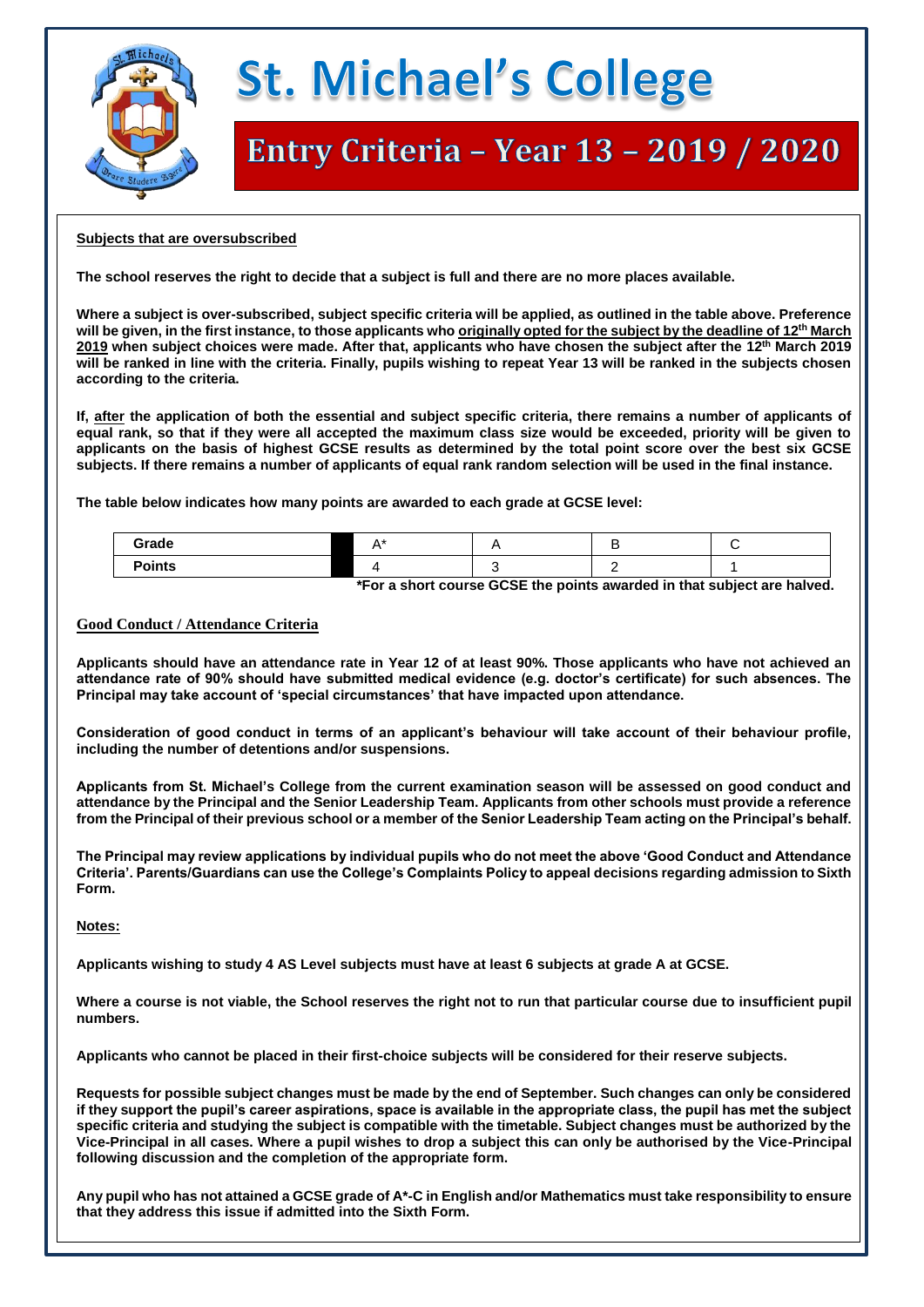# St. Michael's College

## Entry Criteria – Year 13 – 2019 / 2020

**Subjects that are oversubscribed**

**The school reserves the right to decide that a subject is full and there are no more places available.**

**Where a subject is over-subscribed, subject specific criteria will be applied, as outlined in the table above. Preference will be given, in the first instance, to those applicants who originally opted for the subject by the deadline of 12th March 2019 when subject choices were made. After that, applicants who have chosen the subject after the 12th March 2019 will be ranked in line with the criteria. Finally, pupils wishing to repeat Year 13 will be ranked in the subjects chosen according to the criteria.**

**If, after the application of both the essential and subject specific criteria, there remains a number of applicants of equal rank, so that if they were all accepted the maximum class size would be exceeded, priority will be given to applicants on the basis of highest GCSE results as determined by the total point score over the best six GCSE subjects. If there remains a number of applicants of equal rank random selection will be used in the final instance.**

**The table below indicates how many points are awarded to each grade at GCSE level:**

| Grade | | A* | A | B | C |
|---|---|---|---|---|---|
| Points | | 4 | 3 | 2 | 1 |

**\*For a short course GCSE the points awarded in that subject are halved.**

**Good Conduct / Attendance Criteria**

**Applicants should have an attendance rate in Year 12 of at least 90%. Those applicants who have not achieved an attendance rate of 90% should have submitted medical evidence (e.g. doctor's certificate) for such absences. The Principal may take account of 'special circumstances' that have impacted upon attendance.**

**Consideration of good conduct in terms of an applicant's behaviour will take account of their behaviour profile, including the number of detentions and/or suspensions.**

**Applicants from St. Michael's College from the current examination season will be assessed on good conduct and attendance by the Principal and the Senior Leadership Team. Applicants from other schools must provide a reference from the Principal of their previous school or a member of the Senior Leadership Team acting on the Principal's behalf.**

**The Principal may review applications by individual pupils who do not meet the above 'Good Conduct and Attendance Criteria'. Parents/Guardians can use the College's Complaints Policy to appeal decisions regarding admission to Sixth Form.**

**Notes:**

**Applicants wishing to study 4 AS Level subjects must have at least 6 subjects at grade A at GCSE.**

**Where a course is not viable, the School reserves the right not to run that particular course due to insufficient pupil numbers.**

**Applicants who cannot be placed in their first-choice subjects will be considered for their reserve subjects.**

**Requests for possible subject changes must be made by the end of September. Such changes can only be considered if they support the pupil's career aspirations, space is available in the appropriate class, the pupil has met the subject specific criteria and studying the subject is compatible with the timetable. Subject changes must be authorized by the Vice-Principal in all cases. Where a pupil wishes to drop a subject this can only be authorised by the Vice-Principal following discussion and the completion of the appropriate form.**

**Any pupil who has not attained a GCSE grade of A*-C in English and/or Mathematics must take responsibility to ensure that they address this issue if admitted into the Sixth Form.**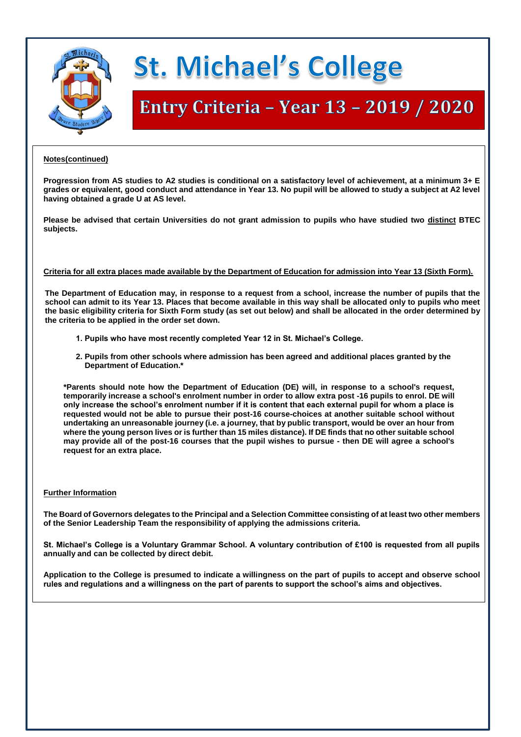# St. Michael's College

## Entry Criteria – Year 13 – 2019 / 2020

**Notes(continued)**

**Progression from AS studies to A2 studies is conditional on a satisfactory level of achievement, at a minimum 3+ E grades or equivalent, good conduct and attendance in Year 13. No pupil will be allowed to study a subject at A2 level having obtained a grade U at AS level.**

**Please be advised that certain Universities do not grant admission to pupils who have studied two distinct BTEC subjects.**

**Criteria for all extra places made available by the Department of Education for admission into Year 13 (Sixth Form).**

**The Department of Education may, in response to a request from a school, increase the number of pupils that the school can admit to its Year 13. Places that become available in this way shall be allocated only to pupils who meet the basic eligibility criteria for Sixth Form study (as set out below) and shall be allocated in the order determined by the criteria to be applied in the order set down.**

1. **Pupils who have most recently completed Year 12 in St. Michael's College.**
2. **Pupils from other schools where admission has been agreed and additional places granted by the Department of Education.***

***Parents should note how the Department of Education (DE) will, in response to a school's request, temporarily increase a school's enrolment number in order to allow extra post -16 pupils to enrol. DE will only increase the school's enrolment number if it is content that each external pupil for whom a place is requested would not be able to pursue their post-16 course-choices at another suitable school without undertaking an unreasonable journey (i.e. a journey, that by public transport, would be over an hour from where the young person lives or is further than 15 miles distance). If DE finds that no other suitable school may provide all of the post-16 courses that the pupil wishes to pursue - then DE will agree a school's request for an extra place.**

**Further Information**

**The Board of Governors delegates to the Principal and a Selection Committee consisting of at least two other members of the Senior Leadership Team the responsibility of applying the admissions criteria.**

**St. Michael's College is a Voluntary Grammar School. A voluntary contribution of £100 is requested from all pupils annually and can be collected by direct debit.**

**Application to the College is presumed to indicate a willingness on the part of pupils to accept and observe school rules and regulations and a willingness on the part of parents to support the school's aims and objectives.**